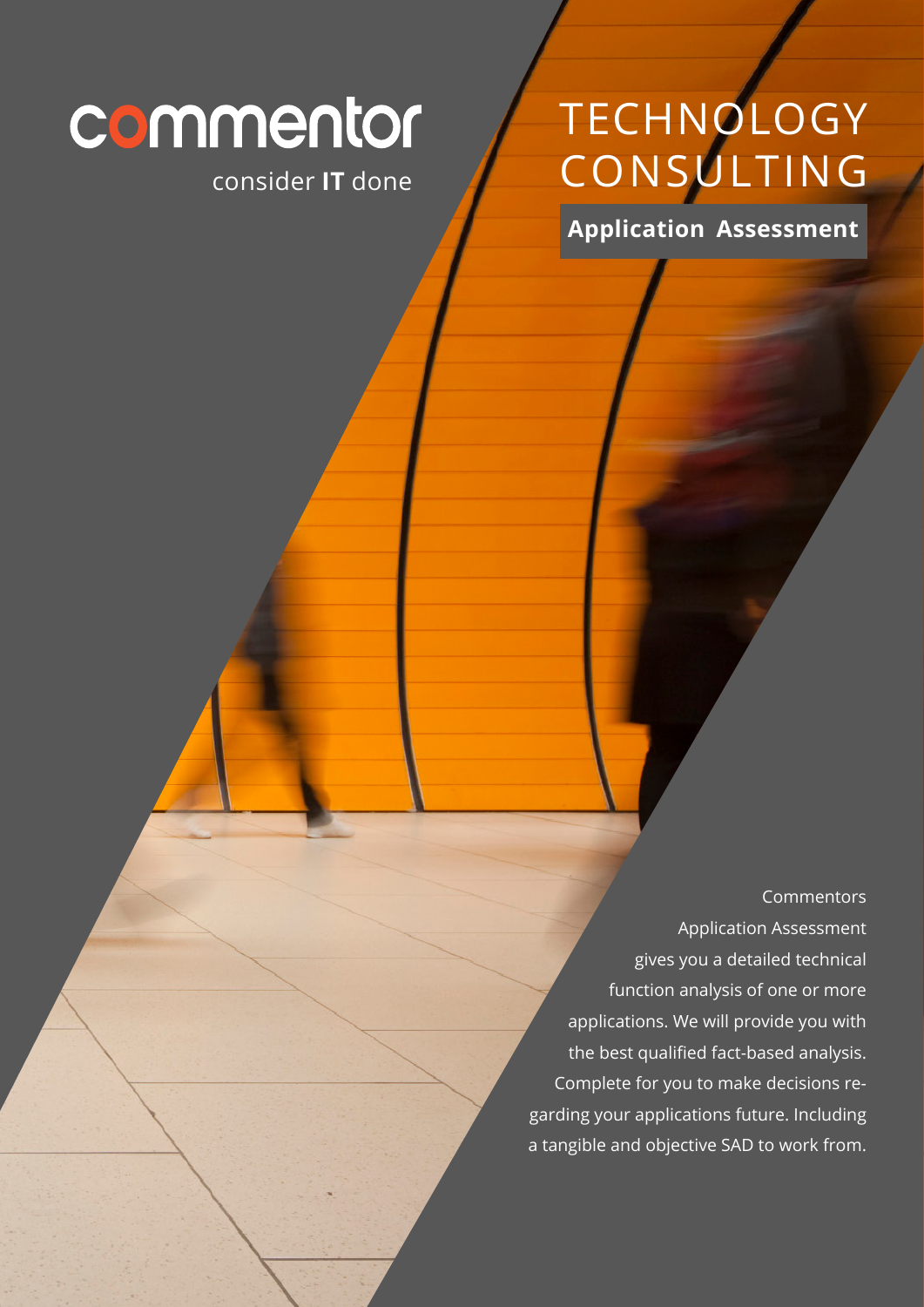commentor

consider **IT** done

# TECHNOLOGY CONSULTING

## Application Assessment

Commentors Application Assessment gives you a detailed technical function analysis of one or more applications. We will provide you with the best qualified fact-based analysis. Complete for you to make decisions regarding your applications future. Including a tangible and objective SAD to work from.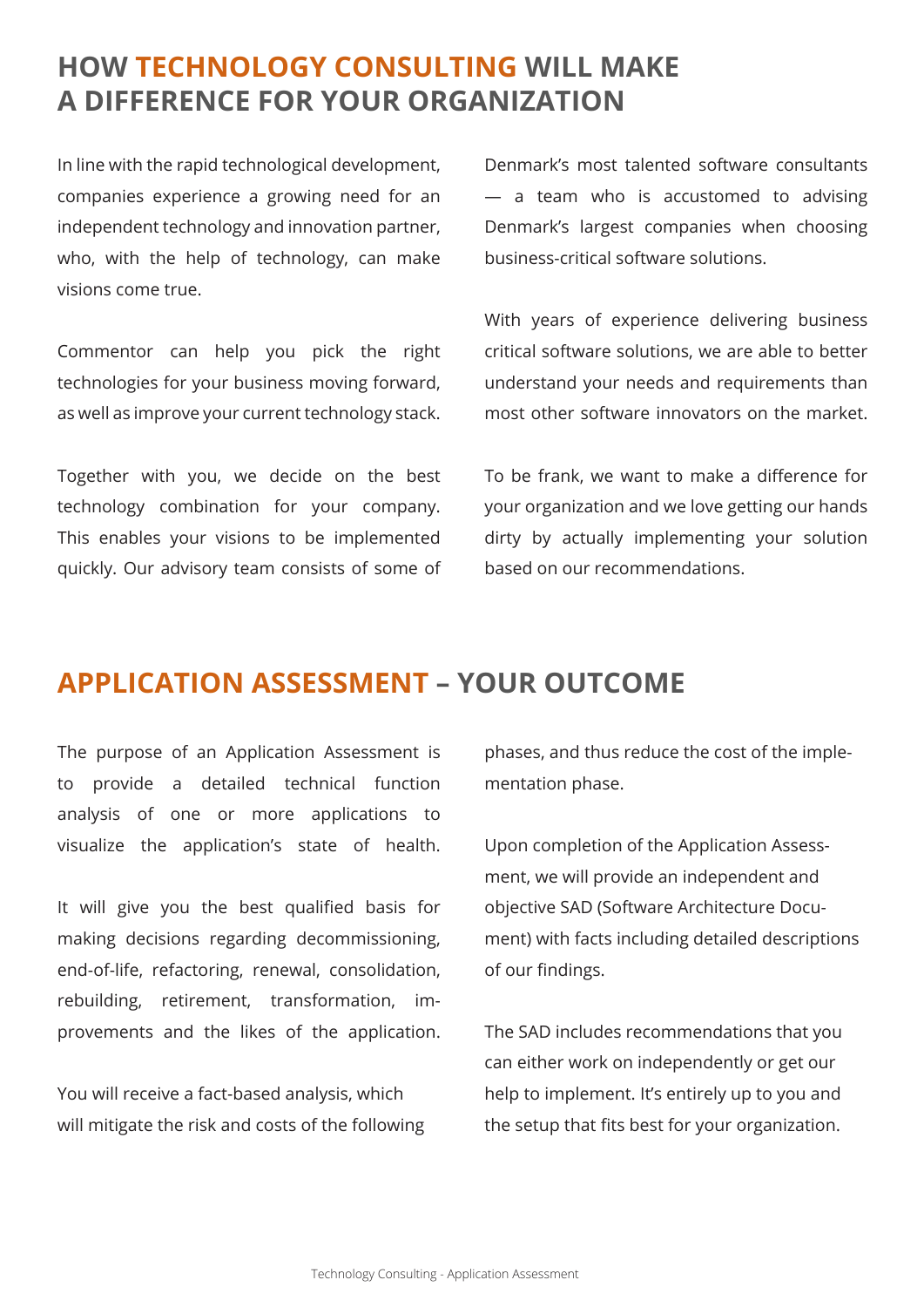## HOW TECHNOLOGY CONSULTING WILL MAKE A DIFFERENCE FOR YOUR ORGANIZATION

In line with the rapid technological development, companies experience a growing need for an independent technology and innovation partner, who, with the help of technology, can make visions come true.

Commentor can help you pick the right technologies for your business moving forward, as well as improve your current technology stack.

Together with you, we decide on the best technology combination for your company. This enables your visions to be implemented quickly. Our advisory team consists of some of Denmark's most talented software consultants — a team who is accustomed to advising Denmark's largest companies when choosing business-critical software solutions.

With years of experience delivering business critical software solutions, we are able to better understand your needs and requirements than most other software innovators on the market.

To be frank, we want to make a difference for your organization and we love getting our hands dirty by actually implementing your solution based on our recommendations.

## APPLICATION ASSESSMENT – YOUR OUTCOME

The purpose of an Application Assessment is to provide a detailed technical function analysis of one or more applications to visualize the application's state of health.

It will give you the best qualified basis for making decisions regarding decommissioning, end-of-life, refactoring, renewal, consolidation, rebuilding, retirement, transformation, improvements and the likes of the application.

You will receive a fact-based analysis, which will mitigate the risk and costs of the following phases, and thus reduce the cost of the implementation phase.

Upon completion of the Application Assessment, we will provide an independent and objective SAD (Software Architecture Document) with facts including detailed descriptions of our findings.

The SAD includes recommendations that you can either work on independently or get our help to implement. It's entirely up to you and the setup that fits best for your organization.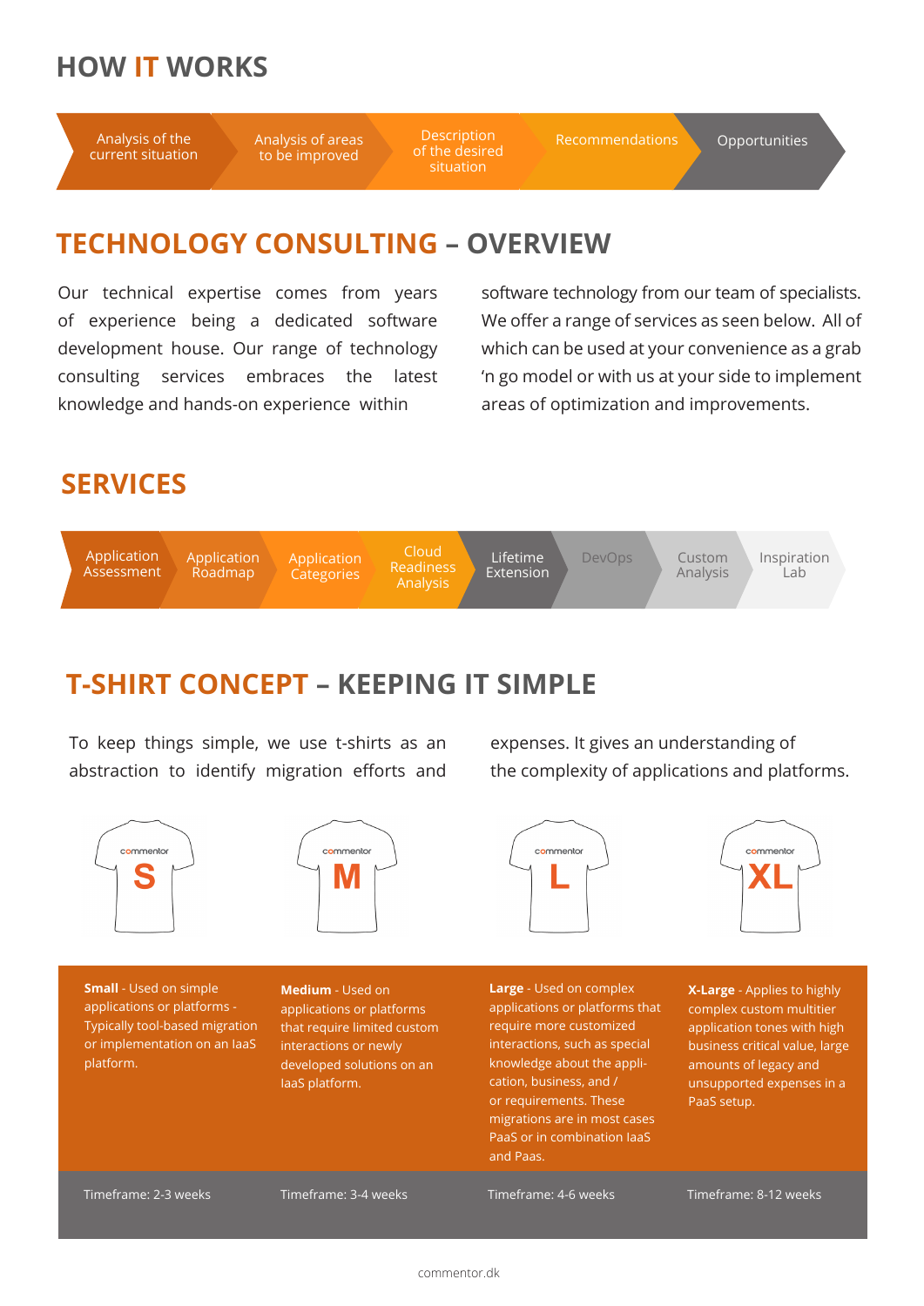## HOW IT WORKS

Analysis of the current situation → Analysis of areas to be improved → Description of the desired situation → Recommendations → Opportunities

## TECHNOLOGY CONSULTING – OVERVIEW

Our technical expertise comes from years of experience being a dedicated software development house. Our range of technology consulting services embraces the latest knowledge and hands-on experience within software technology from our team of specialists. We offer a range of services as seen below. All of which can be used at your convenience as a grab 'n go model or with us at your side to implement areas of optimization and improvements.

## SERVICES

Application Assessment → Application Roadmap → Application Categories → Cloud Readiness Analysis → Lifetime Extension → DevOps → Custom Analysis → Inspiration Lab

## T-SHIRT CONCEPT – KEEPING IT SIMPLE

To keep things simple, we use t-shirts as an abstraction to identify migration efforts and expenses. It gives an understanding of the complexity of applications and platforms.

| S | M | L | XL |
|---|---|---|---|
| **Small** - Used on simple applications or platforms - Typically tool-based migration or implementation on an IaaS platform. | **Medium** - Used on applications or platforms that require limited custom interactions or newly developed solutions on an IaaS platform. | **Large** - Used on complex applications or platforms that require more customized interactions, such as special knowledge about the application, business, and / or requirements. These migrations are in most cases PaaS or in combination IaaS and Paas. | **X-Large** - Applies to highly complex custom multitier application tones with high business critical value, large amounts of legacy and unsupported expenses in a PaaS setup. |
| Timeframe: 2-3 weeks | Timeframe: 3-4 weeks | Timeframe: 4-6 weeks | Timeframe: 8-12 weeks |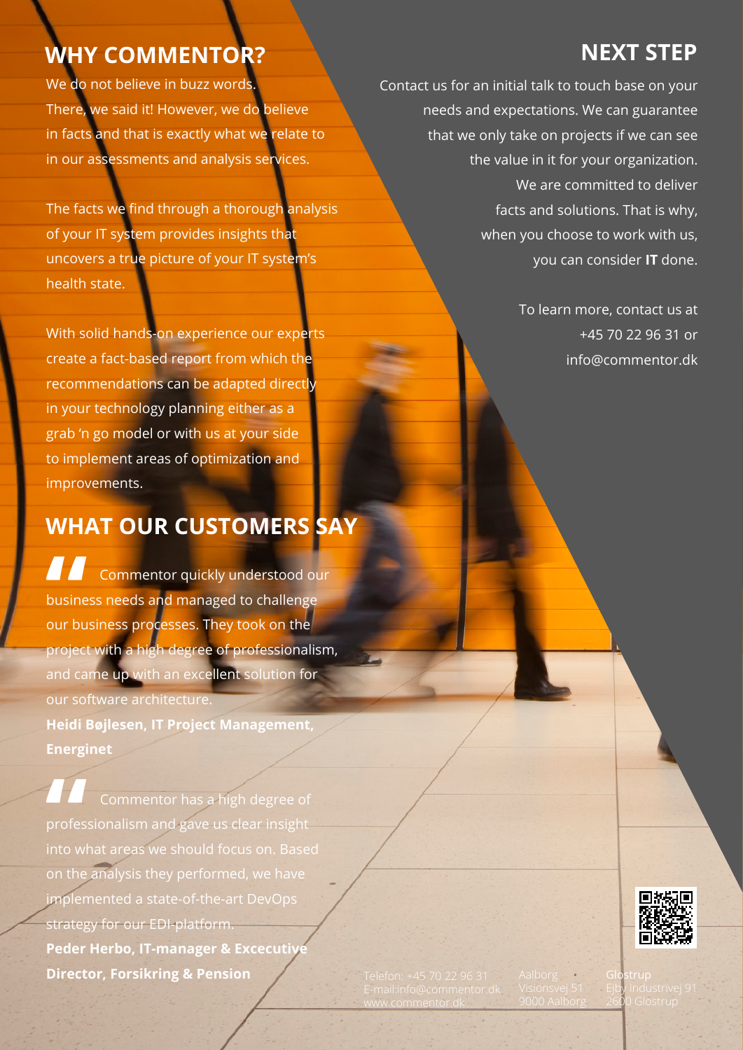## WHY COMMENTOR?

We do not believe in buzz words. There, we said it! However, we do believe in facts and that is exactly what we relate to in our assessments and analysis services.

The facts we find through a thorough analysis of your IT system provides insights that uncovers a true picture of your IT system's health state.

With solid hands-on experience our experts create a fact-based report from which the recommendations can be adapted directly in your technology planning either as a grab 'n go model or with us at your side to implement areas of optimization and improvements.

## WHAT OUR CUSTOMERS SAY

" Commentor quickly understood our business needs and managed to challenge our business processes. They took on the project with a high degree of professionalism, and came up with an excellent solution for our software architecture.

**Heidi Bøjlesen, IT Project Management, Energinet**

" Commentor has a high degree of professionalism and gave us clear insight into what areas we should focus on. Based on the analysis they performed, we have implemented a state-of-the-art DevOps strategy for our EDI-platform.

**Peder Herbo, IT-manager & Excecutive Director, Forsikring & Pension**

## NEXT STEP

Contact us for an initial talk to touch base on your needs and expectations. We can guarantee that we only take on projects if we can see the value in it for your organization. We are committed to deliver facts and solutions. That is why, when you choose to work with us, you can consider **IT** done.

To learn more, contact us at +45 70 22 96 31 or info@commentor.dk

Telefon: +45 70 22 96 31
E-mail:info@commentor.dk
www.commentor.dk

Aalborg
Visionsvej 51
9000 Aalborg

Glostrup
Ejby Industrivej 91
2600 Glostrup